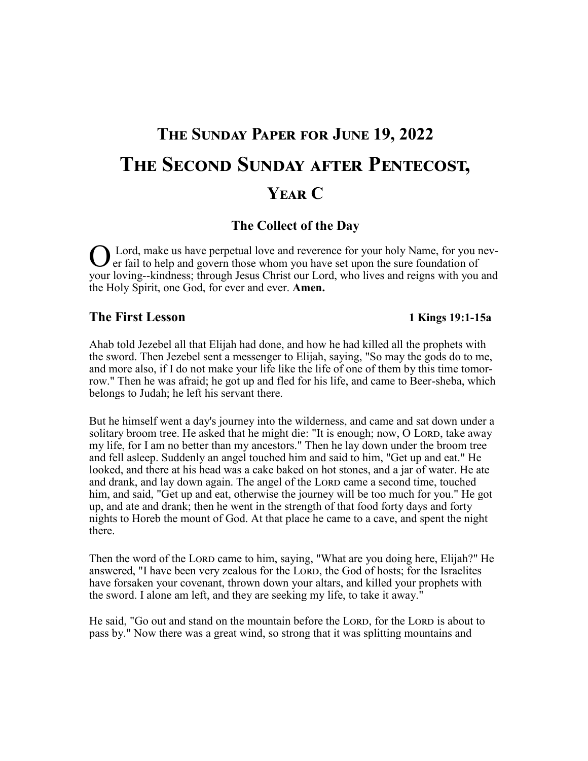# The Sunday Paper for June 19, 2022

# The Second Sunday after Pentecost, Year C

### The Collect of the Day

O Lord, make us have perpetual love and reverence for your holy Name, for you never fail to help and govern those whom you have set upon the sure foundation of your loving--kindness; through Jesus Christ our Lord, who lives and reigns with you and the Holy Spirit, one God, for ever and ever. **Amen.**

## The First Lesson **1 Kings 19:1-15a**

Ahab told Jezebel all that Elijah had done, and how he had killed all the prophets with the sword. Then Jezebel sent a messenger to Elijah, saying, "So may the gods do to me, and more also, if I do not make your life like the life of one of them by this time tomorrow." Then he was afraid; he got up and fled for his life, and came to Beer-sheba, which belongs to Judah; he left his servant there.

But he himself went a day's journey into the wilderness, and came and sat down under a solitary broom tree. He asked that he might die: "It is enough; now, O Lord, take away my life, for I am no better than my ancestors." Then he lay down under the broom tree and fell asleep. Suddenly an angel touched him and said to him, "Get up and eat." He looked, and there at his head was a cake baked on hot stones, and a jar of water. He ate and drank, and lay down again. The angel of the Lord came a second time, touched him, and said, "Get up and eat, otherwise the journey will be too much for you." He got up, and ate and drank; then he went in the strength of that food forty days and forty nights to Horeb the mount of God. At that place he came to a cave, and spent the night there.

Then the word of the Lord came to him, saying, "What are you doing here, Elijah?" He answered, "I have been very zealous for the Lord, the God of hosts; for the Israelites have forsaken your covenant, thrown down your altars, and killed your prophets with the sword. I alone am left, and they are seeking my life, to take it away."

He said, "Go out and stand on the mountain before the Lord, for the Lord is about to pass by." Now there was a great wind, so strong that it was splitting mountains and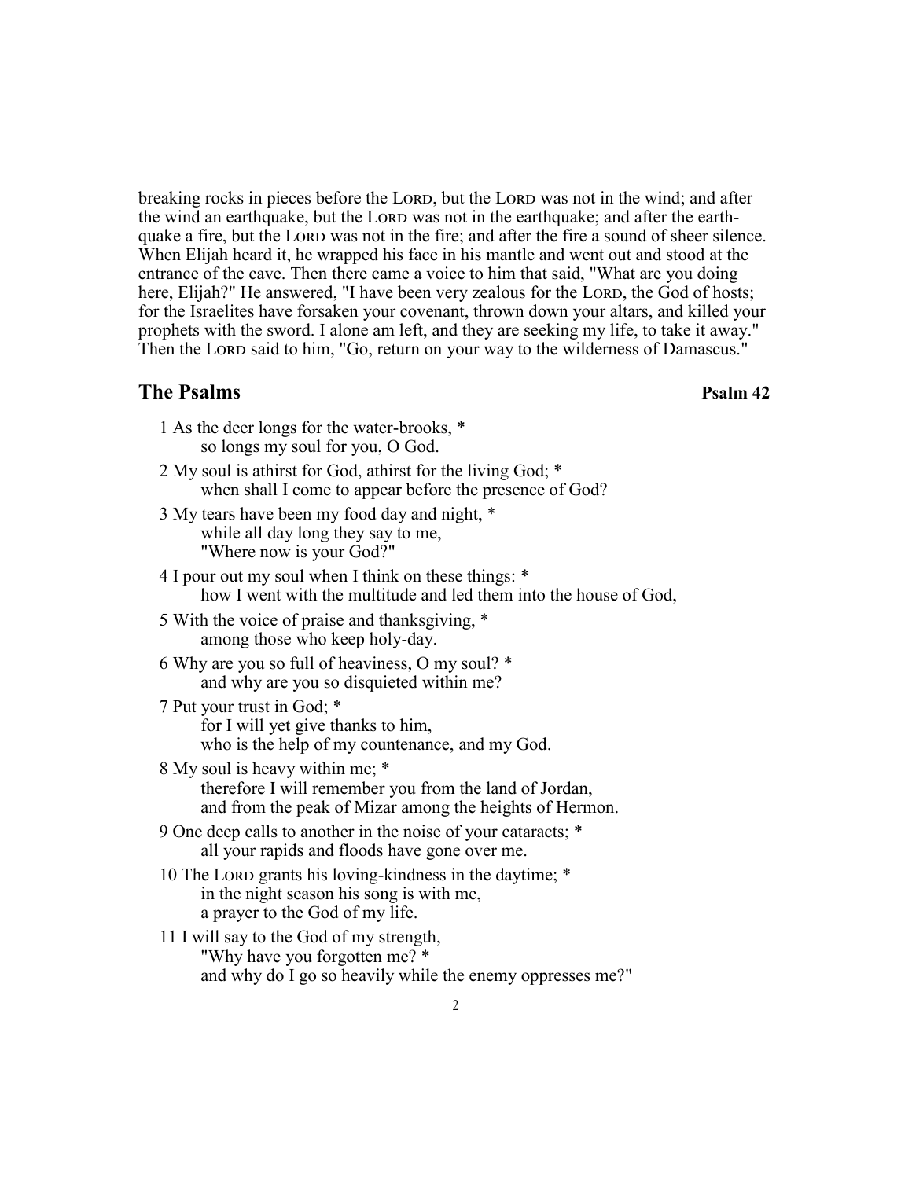breaking rocks in pieces before the LORD, but the LORD was not in the wind; and after the wind an earthquake, but the LORD was not in the earthquake; and after the earthquake a fire, but the LORD was not in the fire; and after the fire a sound of sheer silence. When Elijah heard it, he wrapped his face in his mantle and went out and stood at the entrance of the cave. Then there came a voice to him that said, "What are you doing here, Elijah?" He answered, "I have been very zealous for the LORD, the God of hosts; for the Israelites have forsaken your covenant, thrown down your altars, and killed your prophets with the sword. I alone am left, and they are seeking my life, to take it away." Then the LORD said to him, "Go, return on your way to the wilderness of Damascus."

## The Psalms **Psalm 42**

1 As the deer longs for the water-brooks, *
  so longs my soul for you, O God.

2 My soul is athirst for God, athirst for the living God; *
  when shall I come to appear before the presence of God?

3 My tears have been my food day and night, *
  while all day long they say to me,
  "Where now is your God?"

4 I pour out my soul when I think on these things: *
  how I went with the multitude and led them into the house of God,

5 With the voice of praise and thanksgiving, *
  among those who keep holy-day.

6 Why are you so full of heaviness, O my soul? *
  and why are you so disquieted within me?

7 Put your trust in God; *
  for I will yet give thanks to him,
  who is the help of my countenance, and my God.

8 My soul is heavy within me; *
  therefore I will remember you from the land of Jordan,
  and from the peak of Mizar among the heights of Hermon.

9 One deep calls to another in the noise of your cataracts; *
  all your rapids and floods have gone over me.

10 The LORD grants his loving-kindness in the daytime; *
  in the night season his song is with me,
  a prayer to the God of my life.

11 I will say to the God of my strength,
  "Why have you forgotten me? *
  and why do I go so heavily while the enemy oppresses me?"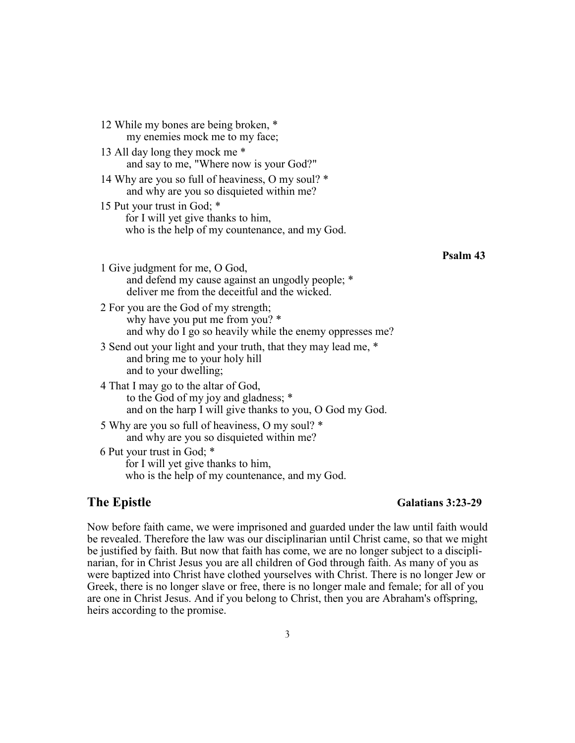12 While my bones are being broken, *
my enemies mock me to my face;

13 All day long they mock me *
and say to me, "Where now is your God?"

14 Why are you so full of heaviness, O my soul? *
and why are you so disquieted within me?

15 Put your trust in God; *
for I will yet give thanks to him,
who is the help of my countenance, and my God.

**Psalm 43**

1 Give judgment for me, O God,
and defend my cause against an ungodly people; *
deliver me from the deceitful and the wicked.

2 For you are the God of my strength;
why have you put me from you? *
and why do I go so heavily while the enemy oppresses me?

3 Send out your light and your truth, that they may lead me, *
and bring me to your holy hill
and to your dwelling;

4 That I may go to the altar of God,
to the God of my joy and gladness; *
and on the harp I will give thanks to you, O God my God.

5 Why are you so full of heaviness, O my soul? *
and why are you so disquieted within me?

6 Put your trust in God; *
for I will yet give thanks to him,
who is the help of my countenance, and my God.

## The Epistle — Galatians 3:23-29

Now before faith came, we were imprisoned and guarded under the law until faith would be revealed. Therefore the law was our disciplinarian until Christ came, so that we might be justified by faith. But now that faith has come, we are no longer subject to a disciplinarian, for in Christ Jesus you are all children of God through faith. As many of you as were baptized into Christ have clothed yourselves with Christ. There is no longer Jew or Greek, there is no longer slave or free, there is no longer male and female; for all of you are one in Christ Jesus. And if you belong to Christ, then you are Abraham's offspring, heirs according to the promise.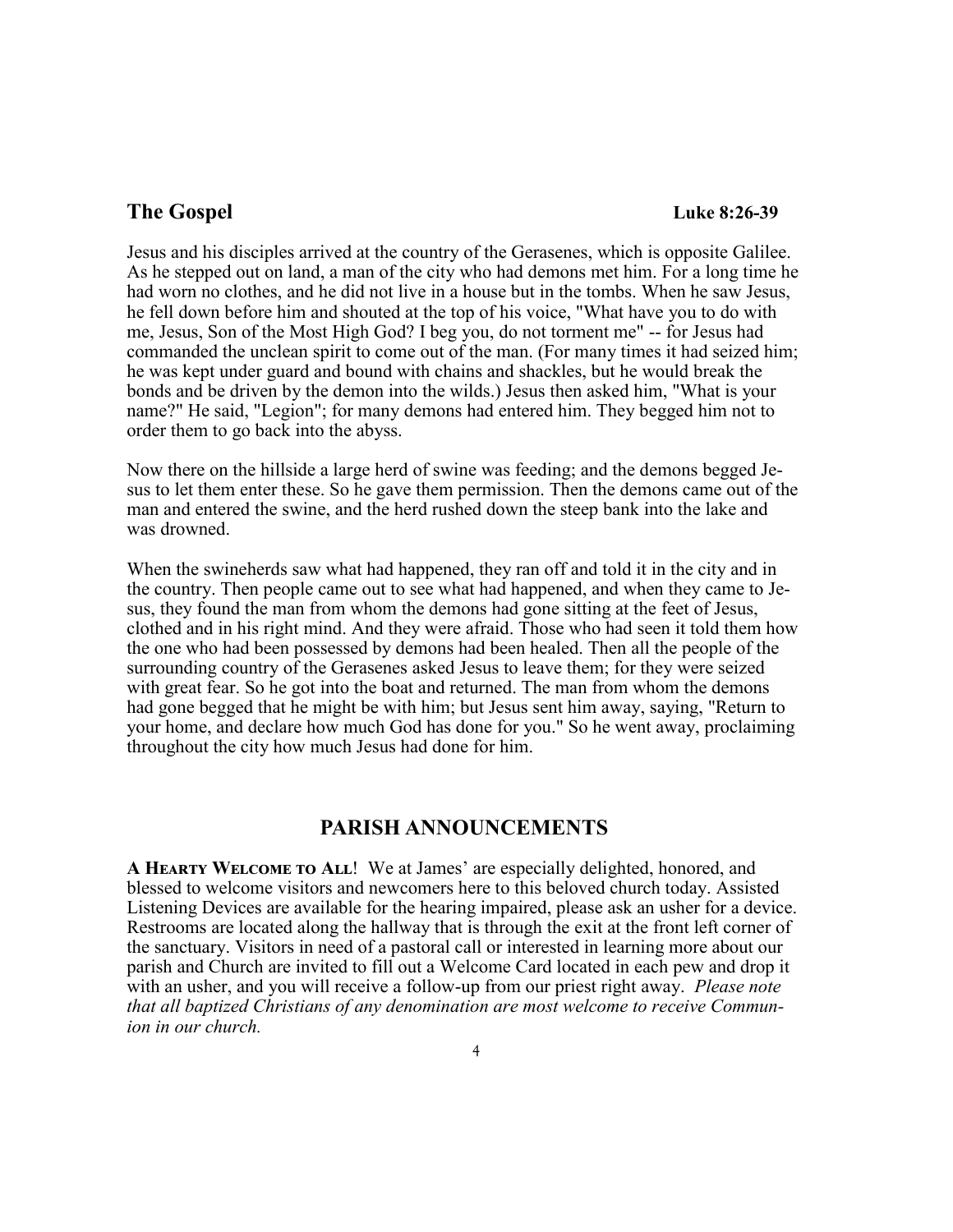## The Gospel Luke 8:26-39

Jesus and his disciples arrived at the country of the Gerasenes, which is opposite Galilee. As he stepped out on land, a man of the city who had demons met him. For a long time he had worn no clothes, and he did not live in a house but in the tombs. When he saw Jesus, he fell down before him and shouted at the top of his voice, "What have you to do with me, Jesus, Son of the Most High God? I beg you, do not torment me" -- for Jesus had commanded the unclean spirit to come out of the man. (For many times it had seized him; he was kept under guard and bound with chains and shackles, but he would break the bonds and be driven by the demon into the wilds.) Jesus then asked him, "What is your name?" He said, "Legion"; for many demons had entered him. They begged him not to order them to go back into the abyss.

Now there on the hillside a large herd of swine was feeding; and the demons begged Jesus to let them enter these. So he gave them permission. Then the demons came out of the man and entered the swine, and the herd rushed down the steep bank into the lake and was drowned.

When the swineherds saw what had happened, they ran off and told it in the city and in the country. Then people came out to see what had happened, and when they came to Jesus, they found the man from whom the demons had gone sitting at the feet of Jesus, clothed and in his right mind. And they were afraid. Those who had seen it told them how the one who had been possessed by demons had been healed. Then all the people of the surrounding country of the Gerasenes asked Jesus to leave them; for they were seized with great fear. So he got into the boat and returned. The man from whom the demons had gone begged that he might be with him; but Jesus sent him away, saying, "Return to your home, and declare how much God has done for you." So he went away, proclaiming throughout the city how much Jesus had done for him.

## PARISH ANNOUNCEMENTS

**A Hearty Welcome to All**! We at James' are especially delighted, honored, and blessed to welcome visitors and newcomers here to this beloved church today. Assisted Listening Devices are available for the hearing impaired, please ask an usher for a device. Restrooms are located along the hallway that is through the exit at the front left corner of the sanctuary. Visitors in need of a pastoral call or interested in learning more about our parish and Church are invited to fill out a Welcome Card located in each pew and drop it with an usher, and you will receive a follow-up from our priest right away. *Please note that all baptized Christians of any denomination are most welcome to receive Communion in our church.*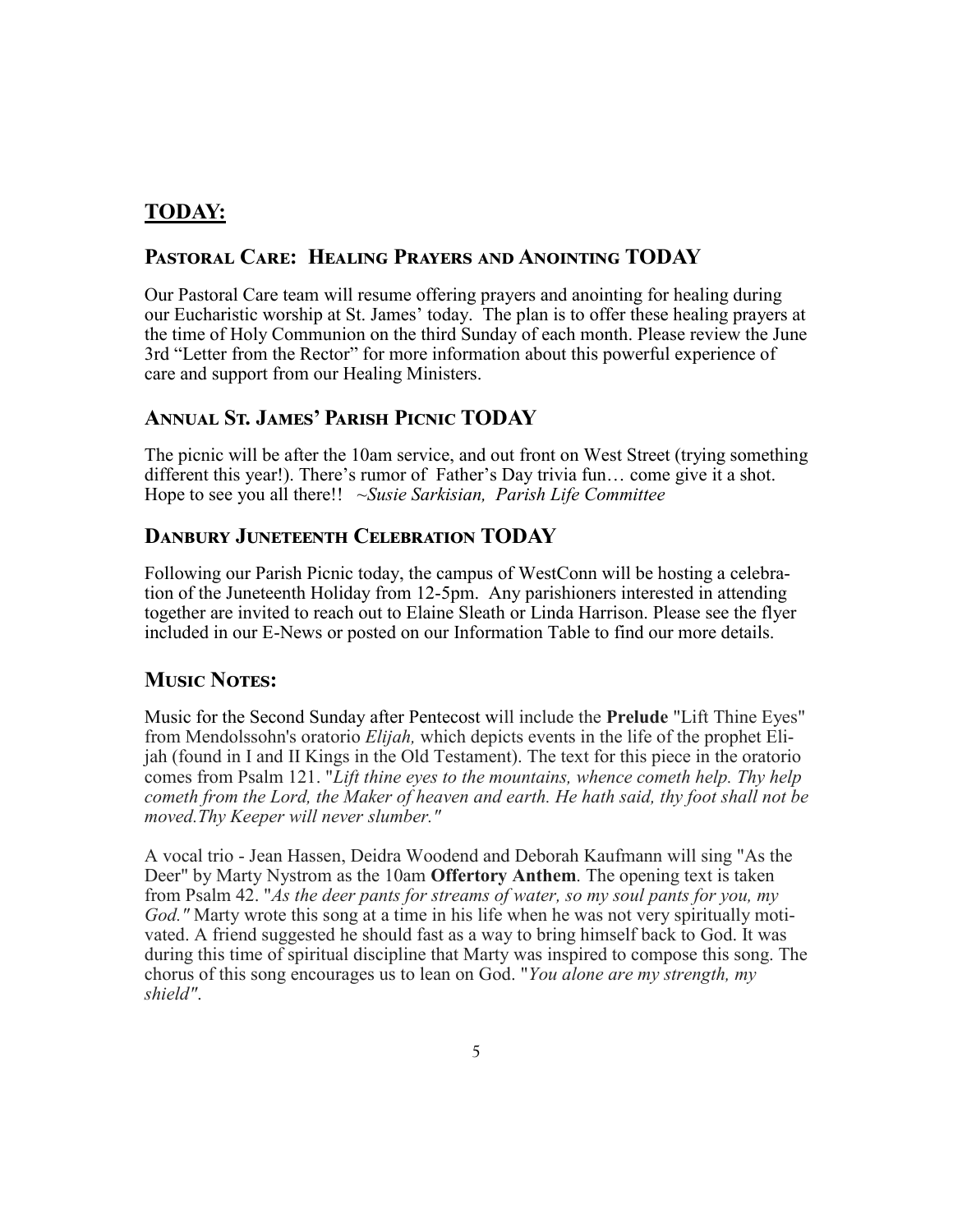## TODAY:

### Pastoral Care: Healing Prayers and Anointing TODAY

Our Pastoral Care team will resume offering prayers and anointing for healing during our Eucharistic worship at St. James' today. The plan is to offer these healing prayers at the time of Holy Communion on the third Sunday of each month. Please review the June 3rd "Letter from the Rector" for more information about this powerful experience of care and support from our Healing Ministers.

### Annual St. James' Parish Picnic TODAY

The picnic will be after the 10am service, and out front on West Street (trying something different this year!). There's rumor of Father's Day trivia fun… come give it a shot. Hope to see you all there!! *~Susie Sarkisian, Parish Life Committee*

### Danbury Juneteenth Celebration TODAY

Following our Parish Picnic today, the campus of WestConn will be hosting a celebration of the Juneteenth Holiday from 12-5pm. Any parishioners interested in attending together are invited to reach out to Elaine Sleath or Linda Harrison. Please see the flyer included in our E-News or posted on our Information Table to find our more details.

### Music Notes:

Music for the Second Sunday after Pentecost will include the **Prelude** "Lift Thine Eyes" from Mendolssohn's oratorio *Elijah,* which depicts events in the life of the prophet Elijah (found in I and II Kings in the Old Testament). The text for this piece in the oratorio comes from Psalm 121. "*Lift thine eyes to the mountains, whence cometh help. Thy help cometh from the Lord, the Maker of heaven and earth. He hath said, thy foot shall not be moved.Thy Keeper will never slumber."*

A vocal trio - Jean Hassen, Deidra Woodend and Deborah Kaufmann will sing "As the Deer" by Marty Nystrom as the 10am **Offertory Anthem**. The opening text is taken from Psalm 42. "*As the deer pants for streams of water, so my soul pants for you, my God."* Marty wrote this song at a time in his life when he was not very spiritually motivated. A friend suggested he should fast as a way to bring himself back to God. It was during this time of spiritual discipline that Marty was inspired to compose this song. The chorus of this song encourages us to lean on God. "*You alone are my strength, my shield"*.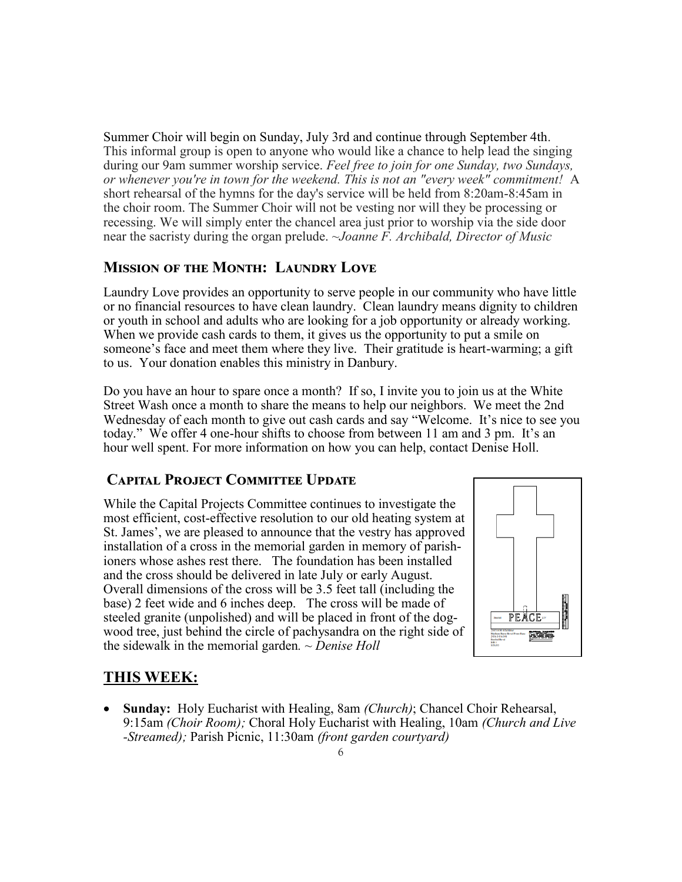Summer Choir will begin on Sunday, July 3rd and continue through September 4th. This informal group is open to anyone who would like a chance to help lead the singing during our 9am summer worship service. *Feel free to join for one Sunday, two Sundays, or whenever you're in town for the weekend. This is not an "every week" commitment!* A short rehearsal of the hymns for the day's service will be held from 8:20am-8:45am in the choir room. The Summer Choir will not be vesting nor will they be processing or recessing. We will simply enter the chancel area just prior to worship via the side door near the sacristy during the organ prelude. *~Joanne F. Archibald, Director of Music*

## Mission of the Month: Laundry Love

Laundry Love provides an opportunity to serve people in our community who have little or no financial resources to have clean laundry. Clean laundry means dignity to children or youth in school and adults who are looking for a job opportunity or already working. When we provide cash cards to them, it gives us the opportunity to put a smile on someone's face and meet them where they live. Their gratitude is heart-warming; a gift to us. Your donation enables this ministry in Danbury.

Do you have an hour to spare once a month? If so, I invite you to join us at the White Street Wash once a month to share the means to help our neighbors. We meet the 2nd Wednesday of each month to give out cash cards and say "Welcome. It's nice to see you today." We offer 4 one-hour shifts to choose from between 11 am and 3 pm. It's an hour well spent. For more information on how you can help, contact Denise Holl.

## Capital Project Committee Update

While the Capital Projects Committee continues to investigate the most efficient, cost-effective resolution to our old heating system at St. James', we are pleased to announce that the vestry has approved installation of a cross in the memorial garden in memory of parishioners whose ashes rest there. The foundation has been installed and the cross should be delivered in late July or early August. Overall dimensions of the cross will be 3.5 feet tall (including the base) 2 feet wide and 6 inches deep. The cross will be made of steeled granite (unpolished) and will be placed in front of the dogwood tree, just behind the circle of pachysandra on the right side of the sidewalk in the memorial garden*. ~ Denise Holl*

## THIS WEEK:

- **Sunday:** Holy Eucharist with Healing, 8am *(Church)*; Chancel Choir Rehearsal, 9:15am *(Choir Room);* Choral Holy Eucharist with Healing, 10am *(Church and Live-Streamed);* Parish Picnic, 11:30am *(front garden courtyard)*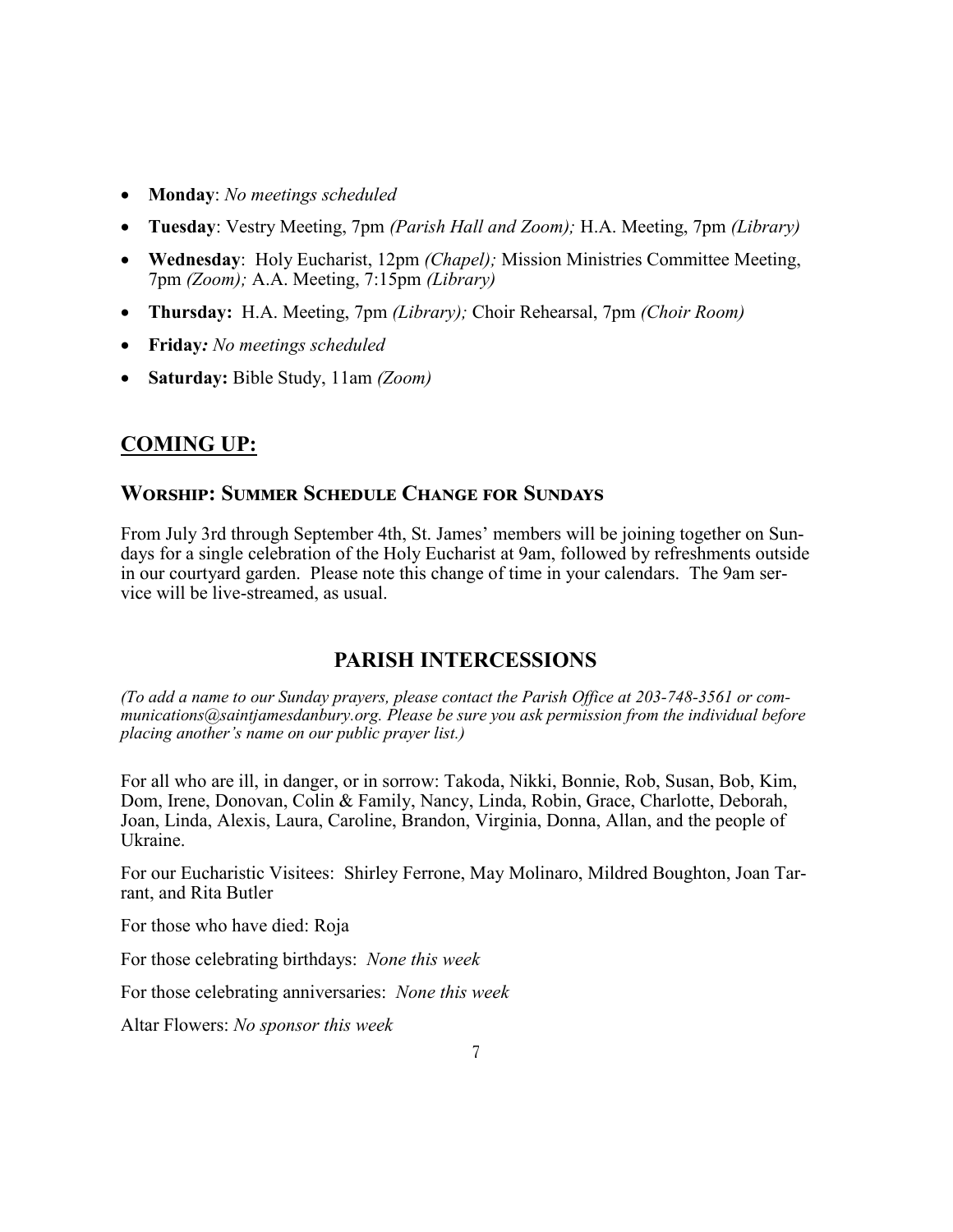- **Monday**: *No meetings scheduled*
- **Tuesday**: Vestry Meeting, 7pm *(Parish Hall and Zoom);* H.A. Meeting, 7pm *(Library)*
- **Wednesday**: Holy Eucharist, 12pm *(Chapel);* Mission Ministries Committee Meeting, 7pm *(Zoom);* A.A. Meeting, 7:15pm *(Library)*
- **Thursday:** H.A. Meeting, 7pm *(Library);* Choir Rehearsal, 7pm *(Choir Room)*
- **Friday***: No meetings scheduled*
- **Saturday:** Bible Study, 11am *(Zoom)*

## COMING UP:

### Worship: Summer Schedule Change for Sundays

From July 3rd through September 4th, St. James' members will be joining together on Sundays for a single celebration of the Holy Eucharist at 9am, followed by refreshments outside in our courtyard garden. Please note this change of time in your calendars. The 9am service will be live-streamed, as usual.

## PARISH INTERCESSIONS

*(To add a name to our Sunday prayers, please contact the Parish Office at 203-748-3561 or communications@saintjamesdanbury.org. Please be sure you ask permission from the individual before placing another's name on our public prayer list.)*

For all who are ill, in danger, or in sorrow: Takoda, Nikki, Bonnie, Rob, Susan, Bob, Kim, Dom, Irene, Donovan, Colin & Family, Nancy, Linda, Robin, Grace, Charlotte, Deborah, Joan, Linda, Alexis, Laura, Caroline, Brandon, Virginia, Donna, Allan, and the people of Ukraine.

For our Eucharistic Visitees: Shirley Ferrone, May Molinaro, Mildred Boughton, Joan Tarrant, and Rita Butler

For those who have died: Roja

For those celebrating birthdays: *None this week*

For those celebrating anniversaries: *None this week*

Altar Flowers: *No sponsor this week*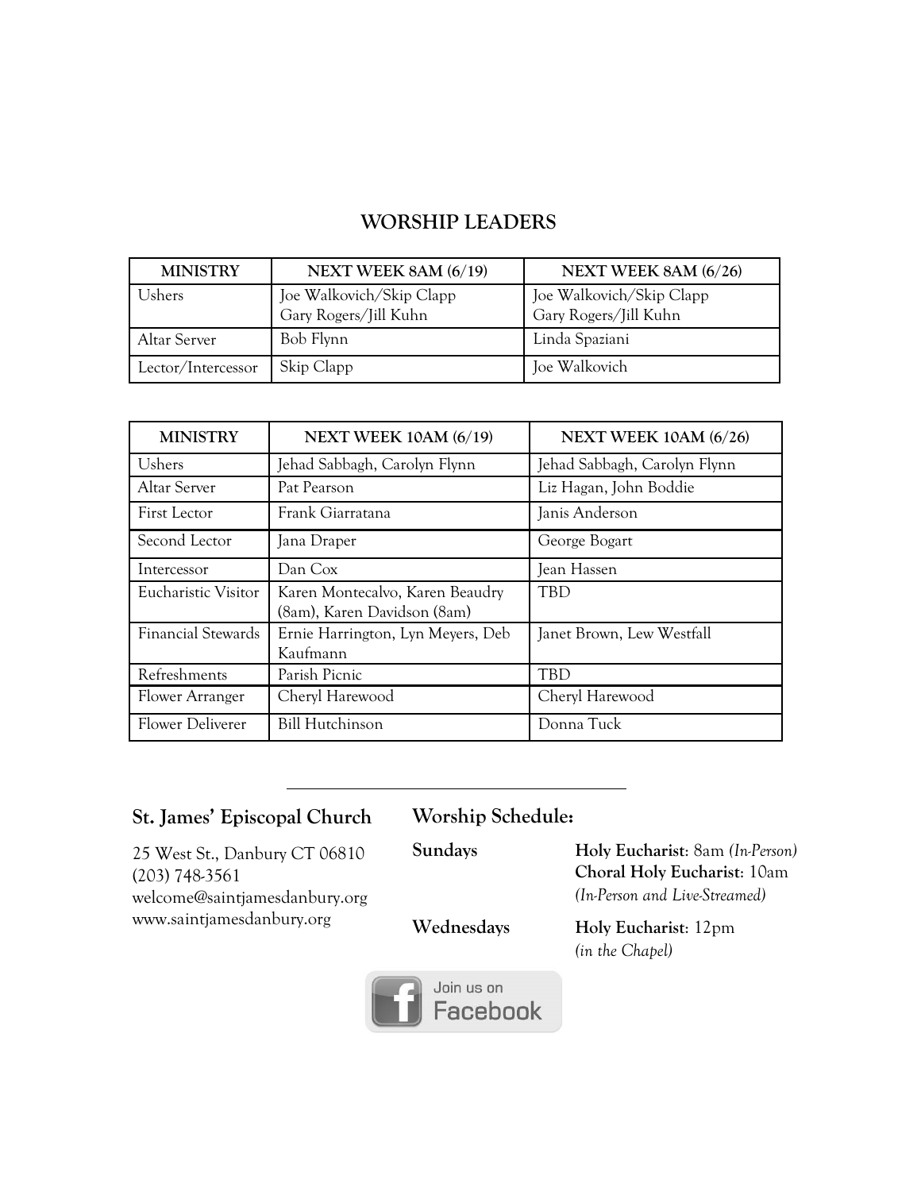## WORSHIP LEADERS

| MINISTRY | NEXT WEEK 8AM (6/19) | NEXT WEEK 8AM (6/26) |
| --- | --- | --- |
| Ushers | Joe Walkovich/Skip Clapp<br>Gary Rogers/Jill Kuhn | Joe Walkovich/Skip Clapp<br>Gary Rogers/Jill Kuhn |
| Altar Server | Bob Flynn | Linda Spaziani |
| Lector/Intercessor | Skip Clapp | Joe Walkovich |

| MINISTRY | NEXT WEEK 10AM (6/19) | NEXT WEEK 10AM (6/26) |
| --- | --- | --- |
| Ushers | Jehad Sabbagh, Carolyn Flynn | Jehad Sabbagh, Carolyn Flynn |
| Altar Server | Pat Pearson | Liz Hagan, John Boddie |
| First Lector | Frank Giarratana | Janis Anderson |
| Second Lector | Jana Draper | George Bogart |
| Intercessor | Dan Cox | Jean Hassen |
| Eucharistic Visitor | Karen Montecalvo, Karen Beaudry (8am), Karen Davidson (8am) | TBD |
| Financial Stewards | Ernie Harrington, Lyn Meyers, Deb Kaufmann | Janet Brown, Lew Westfall |
| Refreshments | Parish Picnic | TBD |
| Flower Arranger | Cheryl Harewood | Cheryl Harewood |
| Flower Deliverer | Bill Hutchinson | Donna Tuck |

---

### St. James' Episcopal Church

25 West St., Danbury CT 06810
(203) 748-3561
welcome@saintjamesdanbury.org
www.saintjamesdanbury.org

### Worship Schedule:

**Sundays**
**Holy Eucharist**: 8am *(In-Person)*
**Choral Holy Eucharist**: 10am
*(In-Person and Live-Streamed)*

**Wednesdays**
**Holy Eucharist**: 12pm
*(in the Chapel)*

Join us on Facebook